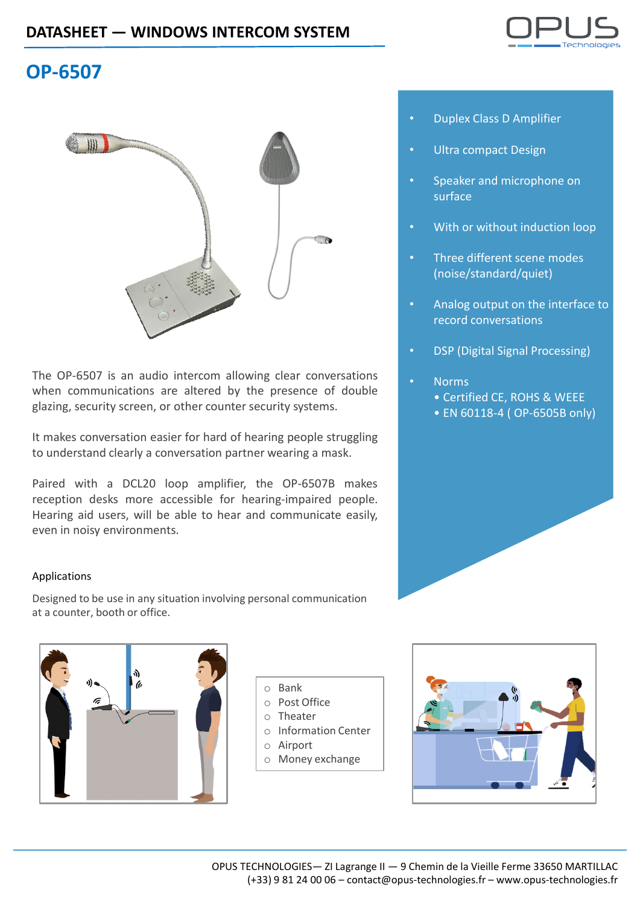# DATASHEET — WINDOWS INTERCOM SYSTEM

## OP-6507

- Duplex Class D Amplifier
- Ultra compact Design
- Speaker and microphone on surface
- With or without induction loop
- Three different scene modes (noise/standard/quiet)
- Analog output on the interface to record conversations
- DSP (Digital Signal Processing)
- Norms
  - Certified CE, ROHS & WEEE
  - EN 60118-4 ( OP-6505B only)

The OP-6507 is an audio intercom allowing clear conversations when communications are altered by the presence of double glazing, security screen, or other counter security systems.

It makes conversation easier for hard of hearing people struggling to understand clearly a conversation partner wearing a mask.

Paired with a DCL20 loop amplifier, the OP-6507B makes reception desks more accessible for hearing-impaired people. Hearing aid users, will be able to hear and communicate easily, even in noisy environments.

### Applications

Designed to be use in any situation involving personal communication at a counter, booth or office.

- Bank
- Post Office
- Theater
- Information Center
- Airport
- Money exchange

OPUS TECHNOLOGIES— ZI Lagrange II — 9 Chemin de la Vieille Ferme 33650 MARTILLAC
(+33) 9 81 24 00 06 – contact@opus-technologies.fr – www.opus-technologies.fr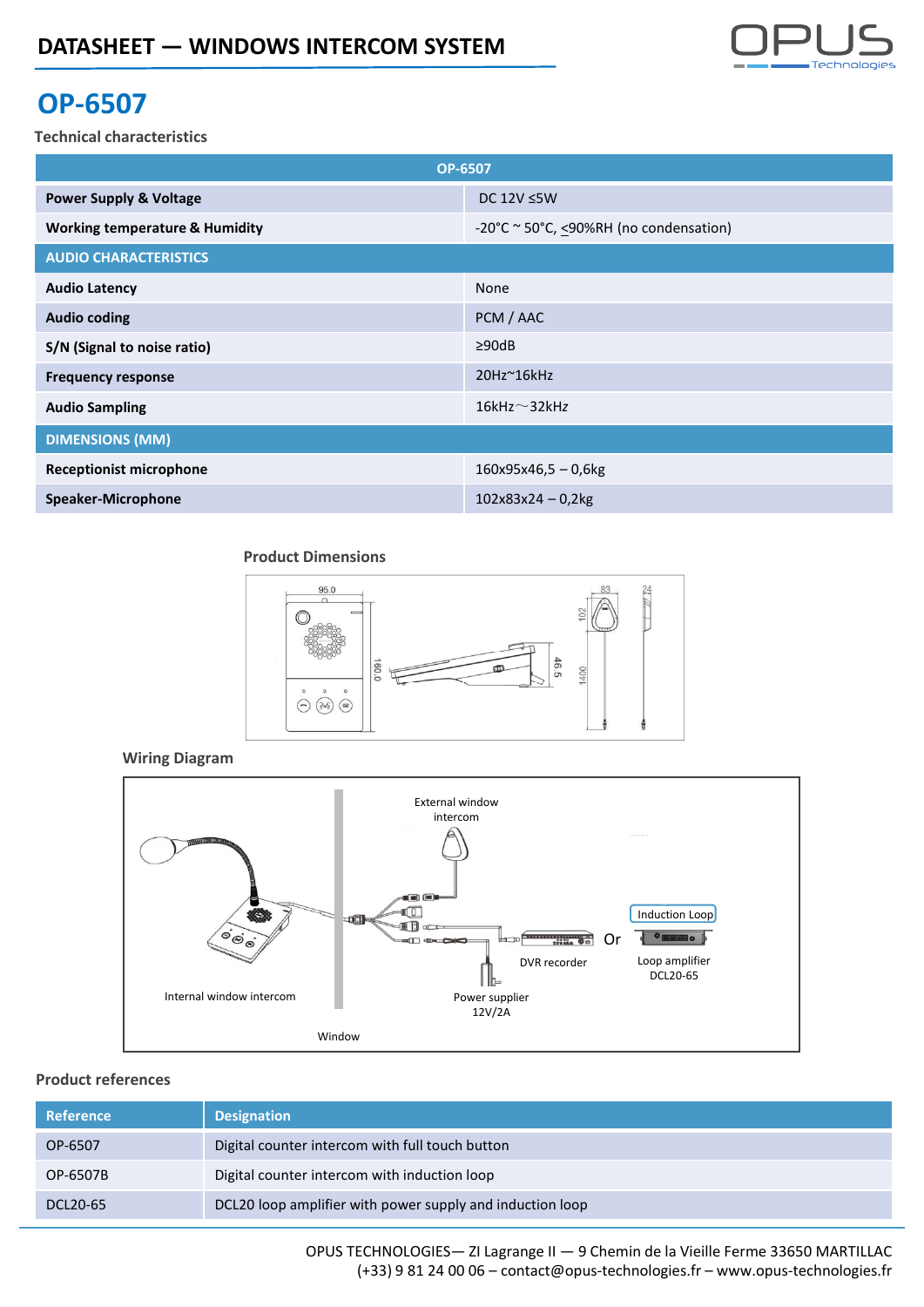## DATASHEET — WINDOWS INTERCOM SYSTEM

# OP-6507

Technical characteristics

| OP-6507 | |
|---|---|
| **Power Supply & Voltage** | DC 12V ≤5W |
| **Working temperature & Humidity** | -20°C ~ 50°C, ≤90%RH (no condensation) |
| **AUDIO CHARACTERISTICS** | |
| **Audio Latency** | None |
| **Audio coding** | PCM / AAC |
| **S/N (Signal to noise ratio)** | ≥90dB |
| **Frequency response** | 20Hz~16kHz |
| **Audio Sampling** | 16kHz～32kHz |
| **DIMENSIONS (MM)** | |
| **Receptionist microphone** | 160x95x46,5 – 0,6kg |
| **Speaker-Microphone** | 102x83x24 – 0,2kg |

**Product Dimensions**

95.0
160.0
46.5
83
24
102
1400

**Wiring Diagram**

External window intercom
Induction Loop
Or
DVR recorder
Loop amplifier DCL20-65
Internal window intercom
Power supplier 12V/2A
Window

**Product references**

| Reference | Designation |
|---|---|
| OP-6507 | Digital counter intercom with full touch button |
| OP-6507B | Digital counter intercom with induction loop |
| DCL20-65 | DCL20 loop amplifier with power supply and induction loop |

OPUS TECHNOLOGIES— ZI Lagrange II — 9 Chemin de la Vieille Ferme 33650 MARTILLAC
(+33) 9 81 24 00 06 – contact@opus-technologies.fr – www.opus-technologies.fr